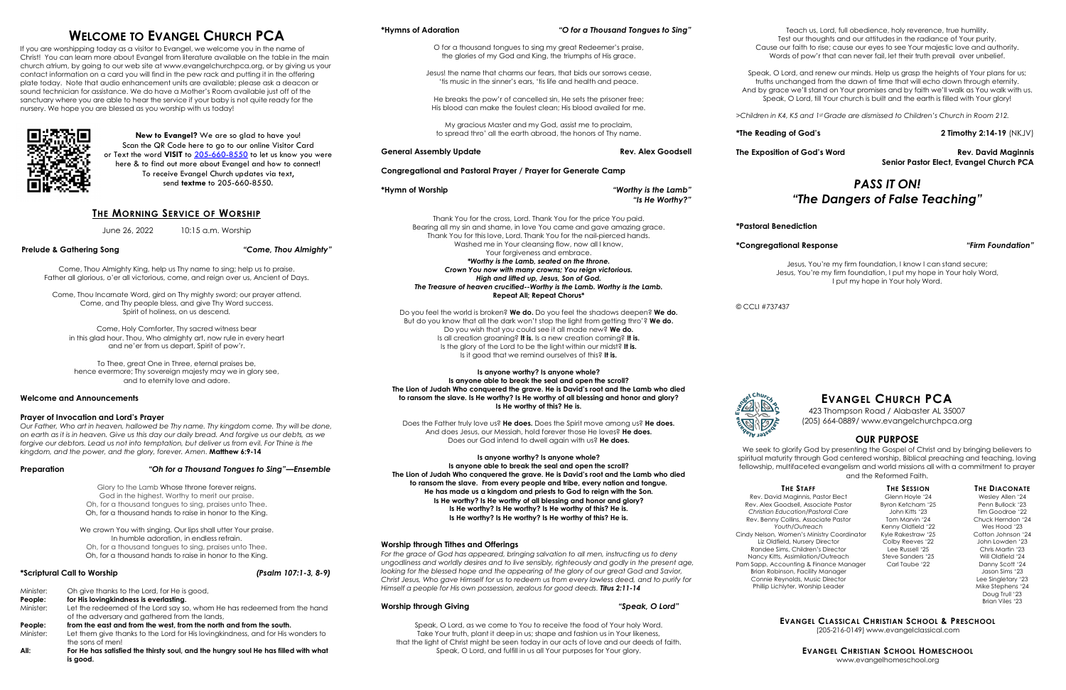# Welcome to Evangel Church PCA

If you are worshipping today as a visitor to Evangel, we welcome you in the name of Christ! You can learn more about Evangel from literature available on the table in the main church atrium, by going to our web site at www.evangelchurchpca.org, or by giving us your contact information on a card you will find in the pew rack and putting it in the offering plate today. Note that audio enhancement units are available; please ask a deacon or sound technician for assistance. We do have a Mother's Room available just off of the sanctuary where you are able to hear the service if your baby is not quite ready for the nursery. We hope you are blessed as you worship with us today!

**New to Evangel?** We are so glad to have you!
Scan the QR Code here to go to our online Visitor Card
or Text the word **VISIT** to 205-660-8550 to let us know you were here & to find out more about Evangel and how to connect!
To receive Evangel Church updates via text,
send **textme** to 205-660-8550.

## The Morning Service of Worship

June 26, 2022 10:15 a.m. Worship

**Prelude & Gathering Song** *"Come, Thou Almighty"*

Come, Thou Almighty King, help us Thy name to sing; help us to praise.
Father all glorious, o'er all victorious, come, and reign over us, Ancient of Days.

Come, Thou Incarnate Word, gird on Thy mighty sword; our prayer attend.
Come, and Thy people bless, and give Thy Word success.
Spirit of holiness, on us descend.

Come, Holy Comforter, Thy sacred witness bear
in this glad hour. Thou, Who almighty art, now rule in every heart
and ne'er from us depart, Spirit of pow'r.

To Thee, great One in Three, eternal praises be,
hence evermore; Thy sovereign majesty may we in glory see,
and to eternity love and adore.

**Welcome and Announcements**

**Prayer of Invocation and Lord's Prayer**

*Our Father, Who art in heaven, hallowed be Thy name. Thy kingdom come. Thy will be done, on earth as it is in heaven. Give us this day our daily bread. And forgive us our debts, as we forgive our debtors. Lead us not into temptation, but deliver us from evil. For Thine is the kingdom, and the power, and the glory, forever. Amen.* **Matthew 6:9-14**

**Preparation** *"Oh for a Thousand Tongues to Sing"—Ensemble*

Glory to the Lamb Whose throne forever reigns.
God in the highest, Worthy to merit our praise.
Oh, for a thousand tongues to sing, praises unto Thee.
Oh, for a thousand hands to raise in honor to the King.

We crown You with singing. Our lips shall utter Your praise.
In humble adoration, in endless refrain.
Oh, for a thousand tongues to sing, praises unto Thee.
Oh, for a thousand hands to raise in honor to the King.

**\*Scriptural Call to Worship** *(Psalm 107:1-3, 8-9)*

Minister: Oh give thanks to the Lord, for He is good,
**People: for His lovingkindness is everlasting.**
Minister: Let the redeemed of the Lord say so, whom He has redeemed from the hand of the adversary and gathered from the lands,
**People: from the east and from the west, from the north and from the south.**
Minister: Let them give thanks to the Lord for His lovingkindness, and for His wonders to the sons of men!
**All: For He has satisfied the thirsty soul, and the hungry soul He has filled with what is good.**

**\*Hymns of Adoration** *"O for a Thousand Tongues to Sing"*

O for a thousand tongues to sing my great Redeemer's praise,
the glories of my God and King, the triumphs of His grace.

Jesus! the name that charms our fears, that bids our sorrows cease,
'tis music in the sinner's ears, 'tis life and health and peace.

He breaks the pow'r of cancelled sin, He sets the prisoner free;
His blood can make the foulest clean; His blood availed for me.

My gracious Master and my God, assist me to proclaim,
to spread thro' all the earth abroad, the honors of Thy name.

**General Assembly Update** **Rev. Alex Goodsell**

**Congregational and Pastoral Prayer / Prayer for Generate Camp**

**\*Hymn of Worship** *"Worthy is the Lamb"*
*"Is He Worthy?"*

Thank You for the cross, Lord. Thank You for the price You paid.
Bearing all my sin and shame, in love You came and gave amazing grace.
Thank You for this love, Lord. Thank You for the nail-pierced hands.
Washed me in Your cleansing flow, now all I know,
Your forgiveness and embrace.
***Worthy is the Lamb, seated on the throne.***
***Crown You now with many crowns; You reign victorious.***
***High and lifted up, Jesus, Son of God.***
***The Treasure of heaven crucified--Worthy is the Lamb. Worthy is the Lamb.***
**Repeat All; Repeat Chorus\***

Do you feel the world is broken? **We do.** Do you feel the shadows deepen? **We do.**
But do you know that all the dark won't stop the light from getting thro'? **We do.**
Do you wish that you could see it all made new? **We do.**
Is all creation groaning? **It is.** Is a new creation coming? **It is.**
Is the glory of the Lord to be the light within our midst? **It is.**
Is it good that we remind ourselves of this? **It is.**

**Is anyone worthy? Is anyone whole?**
**Is anyone able to break the seal and open the scroll?**
**The Lion of Judah Who conquered the grave. He is David's root and the Lamb who died to ransom the slave. Is He worthy? Is He worthy of all blessing and honor and glory?**
**Is He worthy of this? He is.**

Does the Father truly love us? **He does.** Does the Spirit move among us? **He does.**
And does Jesus, our Messiah, hold forever those He loves? **He does.**
Does our God intend to dwell again with us? **He does.**

**Is anyone worthy? Is anyone whole?**
**Is anyone able to break the seal and open the scroll?**
**The Lion of Judah Who conquered the grave. He is David's root and the Lamb who died to ransom the slave. From every people and tribe, every nation and tongue.**
**He has made us a kingdom and priests to God to reign with the Son.**
**Is He worthy? Is He worthy of all blessing and honor and glory?**
**Is He worthy? Is He worthy? Is He worthy of this? He is.**
**Is He worthy? Is He worthy? Is He worthy of this? He is.**

**Worship through Tithes and Offerings**

*For the grace of God has appeared, bringing salvation to all men, instructing us to deny ungodliness and worldly desires and to live sensibly, righteously and godly in the present age, looking for the blessed hope and the appearing of the glory of our great God and Savior, Christ Jesus, Who gave Himself for us to redeem us from every lawless deed, and to purify for Himself a people for His own possession, zealous for good deeds.* **Titus 2:11-14**

**Worship through Giving** *"Speak, O Lord"*

Speak, O Lord, as we come to You to receive the food of Your holy Word.
Take Your truth, plant it deep in us; shape and fashion us in Your likeness,
that the light of Christ might be seen today in our acts of love and our deeds of faith.
Speak, O Lord, and fulfill in us all Your purposes for Your glory.

Teach us, Lord, full obedience, holy reverence, true humility.
Test our thoughts and our attitudes in the radiance of Your purity.
Cause our faith to rise; cause our eyes to see Your majestic love and authority.
Words of pow'r that can never fail, let their truth prevail over unbelief.

Speak, O Lord, and renew our minds. Help us grasp the heights of Your plans for us;
truths unchanged from the dawn of time that will echo down through eternity.
And by grace we'll stand on Your promises and by faith we'll walk as You walk with us.
Speak, O Lord, till Your church is built and the earth is filled with Your glory!

*>Children in K4, K5 and 1st Grade are dismissed to Children's Church in Room 212.*

**\*The Reading of God's** **2 Timothy 2:14-19** (NKJV)

**The Exposition of God's Word** **Rev. David Maginnis**
**Senior Pastor Elect, Evangel Church PCA**

## *PASS IT ON!*
## *"The Dangers of False Teaching"*

**\*Pastoral Benediction**

**\*Congregational Response** *"Firm Foundation"*

Jesus, You're my firm foundation, I know I can stand secure;
Jesus, You're my firm foundation, I put my hope in Your holy Word,
I put my hope in Your holy Word.

© CCLI #737437

# Evangel Church PCA

423 Thompson Road / Alabaster AL 35007
(205) 664-0889/ www.evangelchurchpca.org

## Our Purpose

We seek to glorify God by presenting the Gospel of Christ and by bringing believers to spiritual maturity through God centered worship, Biblical preaching and teaching, loving fellowship, multifaceted evangelism and world missions all with a commitment to prayer and the Reformed Faith.

### The Staff

Rev. David Maginnis, Pastor Elect
Rev. Alex Goodsell, Associate Pastor
*Christian Education/Pastoral Care*
Rev. Benny Collins, Associate Pastor
Youth/Outreach
Cindy Nelson, Women's Ministry Coordinator
Liz Oldfield, Nursery Director
Randee Sims, Children's Director
Nancy Kitts, Assimilation/Outreach
Pam Sapp, Accounting & Finance Manager
Brian Robinson, Facility Manager
Connie Reynolds, Music Director
Phillip Lichlyter, Worship Leader

### The Session

Glenn Hoyle '24
Byron Ketcham '25
John Kitts '23
Tom Marvin '24
Kenny Oldfield '22
Kyle Rakestraw '25
Colby Reeves '22
Lee Russell '25
Steve Sanders '25
Carl Taube '22

### The Diaconate

Wesley Allen '24
Penn Bullock '23
Tim Goodroe '22
Chuck Herndon '24
Wes Hood '23
Cotton Johnson '24
John Lowden '23
Chris Martin '23
Will Oldfield '24
Danny Scott '24
Jason Sims '23
Lee Singletary '23
Mike Stephens '24
Doug Trull '23
Brian Viles '23

### Evangel Classical Christian School & Preschool

(205-216-0149) www.evangelclassical.com

### Evangel Christian School Homeschool

www.evangelhomeschool.org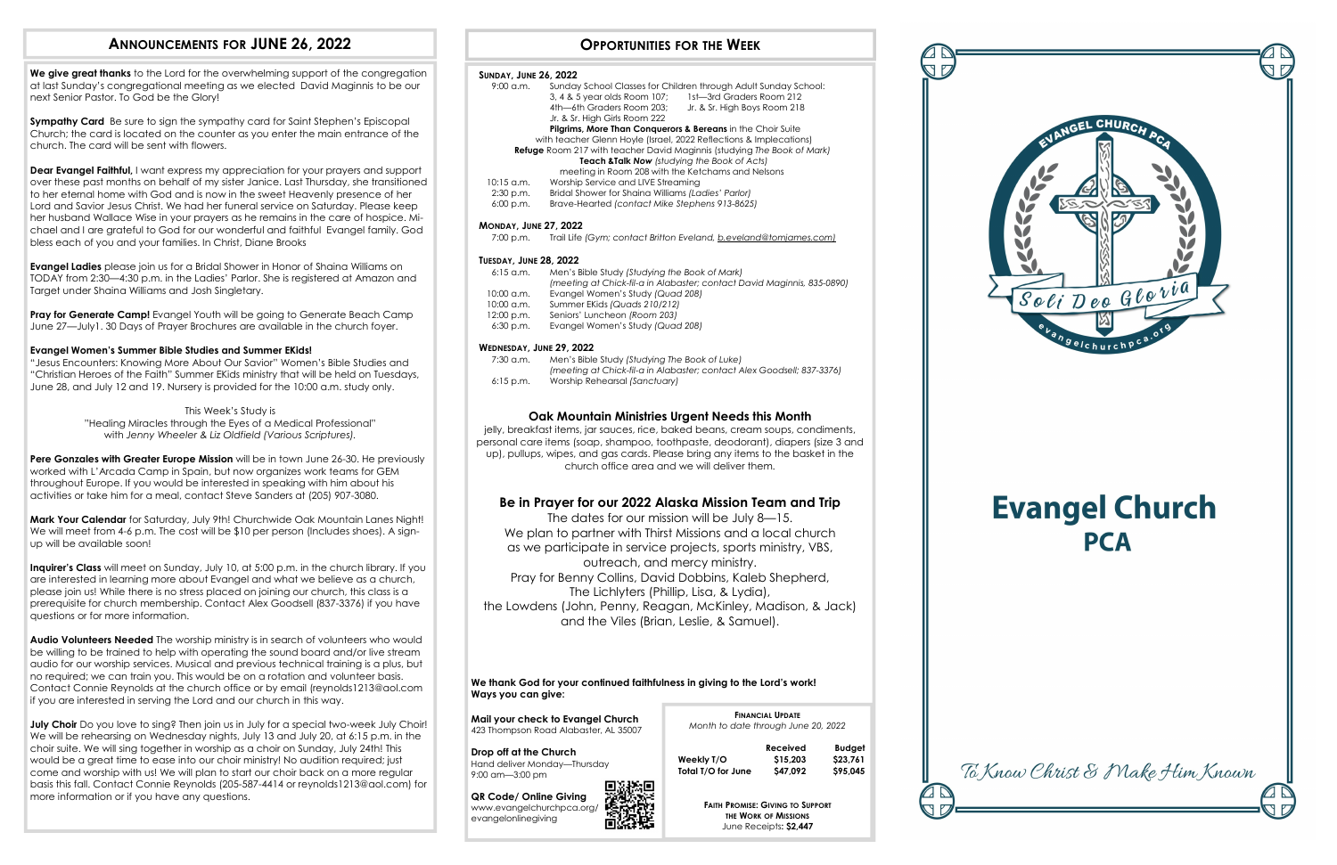## Announcements for JUNE 26, 2022

**We give great thanks** to the Lord for the overwhelming support of the congregation at last Sunday's congregational meeting as we elected David Maginnis to be our next Senior Pastor. To God be the Glory!

**Sympathy Card** Be sure to sign the sympathy card for Saint Stephen's Episcopal Church; the card is located on the counter as you enter the main entrance of the church. The card will be sent with flowers.

**Dear Evangel Faithful,** I want express my appreciation for your prayers and support over these past months on behalf of my sister Janice. Last Thursday, she transitioned to her eternal home with God and is now in the sweet Heavenly presence of her Lord and Savior Jesus Christ. We had her funeral service on Saturday. Please keep her husband Wallace Wise in your prayers as he remains in the care of hospice. Michael and I are grateful to God for our wonderful and faithful Evangel family. God bless each of you and your families. In Christ, Diane Brooks

**Evangel Ladies** please join us for a Bridal Shower in Honor of Shaina Williams on TODAY from 2:30—4:30 p.m. in the Ladies' Parlor. She is registered at Amazon and Target under Shaina Williams and Josh Singletary.

**Pray for Generate Camp!** Evangel Youth will be going to Generate Beach Camp June 27—July1. 30 Days of Prayer Brochures are available in the church foyer.

**Evangel Women's Summer Bible Studies and Summer EKids!**

"Jesus Encounters: Knowing More About Our Savior" Women's Bible Studies and "Christian Heroes of the Faith" Summer EKids ministry that will be held on Tuesdays, June 28, and July 12 and 19. Nursery is provided for the 10:00 a.m. study only.

This Week's Study is
"Healing Miracles through the Eyes of a Medical Professional"
with *Jenny Wheeler & Liz Oldfield (Various Scriptures).*

**Pere Gonzales with Greater Europe Mission** will be in town June 26-30. He previously worked with L'Arcada Camp in Spain, but now organizes work teams for GEM throughout Europe. If you would be interested in speaking with him about his activities or take him for a meal, contact Steve Sanders at (205) 907-3080.

**Mark Your Calendar** for Saturday, July 9th! Churchwide Oak Mountain Lanes Night! We will meet from 4-6 p.m. The cost will be $10 per person (Includes shoes). A sign-up will be available soon!

**Inquirer's Class** will meet on Sunday, July 10, at 5:00 p.m. in the church library. If you are interested in learning more about Evangel and what we believe as a church, please join us! While there is no stress placed on joining our church, this class is a prerequisite for church membership. Contact Alex Goodsell (837-3376) if you have questions or for more information.

**Audio Volunteers Needed** The worship ministry is in search of volunteers who would be willing to be trained to help with operating the sound board and/or live stream audio for our worship services. Musical and previous technical training is a plus, but no required; we can train you. This would be on a rotation and volunteer basis. Contact Connie Reynolds at the church office or by email (reynolds1213@aol.com if you are interested in serving the Lord and our church in this way.

**July Choir** Do you love to sing? Then join us in July for a special two-week July Choir! We will be rehearsing on Wednesday nights, July 13 and July 20, at 6:15 p.m. in the choir suite. We will sing together in worship as a choir on Sunday, July 24th! This would be a great time to ease into our choir ministry! No audition required; just come and worship with us! We will plan to start our choir back on a more regular basis this fall. Contact Connie Reynolds (205-587-4414 or reynolds1213@aol.com) for more information or if you have any questions.

## Opportunities for the Week

**Sunday, June 26, 2022**

9:00 a.m. Sunday School Classes for Children through Adult Sunday School:
3, 4 & 5 year olds Room 107; 1st—3rd Graders Room 212
4th—6th Graders Room 203; Jr. & Sr. High Boys Room 218
Jr. & Sr. High Girls Room 222

**Pilgrims, More Than Conquerors & Bereans** in the Choir Suite
with teacher Glenn Hoyle (Israel, 2022 Reflections & Implecations)
**Refuge** Room 217 with teacher David Maginnis (studying *The Book of Mark)*
**Teach &Talk Now** *(studying the Book of Acts)*
meeting in Room 208 with the Ketchams and Nelsons

10:15 a.m. Worship Service and LIVE Streaming
2:30 p.m. Bridal Shower for Shaina Williams *(Ladies' Parlor)*
6:00 p.m. Brave-Hearted *(contact Mike Stephens 913-8625)*

**Monday, June 27, 2022**

7:00 p.m. Trail Life *(Gym; contact Britton Eveland, b.eveland@tomjames.com)*

**Tuesday, June 28, 2022**

6:15 a.m. Men's Bible Study *(Studying the Book of Mark)*
*(meeting at Chick-fil-a in Alabaster; contact David Maginnis, 835-0890)*
10:00 a.m. Evangel Women's Study *(Quad 208)*
10:00 a.m. Summer EKids *(Quads 210/212)*
12:00 p.m. Seniors' Luncheon *(Room 203)*
6:30 p.m. Evangel Women's Study *(Quad 208)*

**Wednesday, June 29, 2022**

7:30 a.m. Men's Bible Study *(Studying The Book of Luke)*
*(meeting at Chick-fil-a in Alabaster; contact Alex Goodsell; 837-3376)*
6:15 p.m. Worship Rehearsal *(Sanctuary)*

### Oak Mountain Ministries Urgent Needs this Month

jelly, breakfast items, jar sauces, rice, baked beans, cream soups, condiments, personal care items (soap, shampoo, toothpaste, deodorant), diapers (size 3 and up), pullups, wipes, and gas cards. Please bring any items to the basket in the church office area and we will deliver them.

### Be in Prayer for our 2022 Alaska Mission Team and Trip

The dates for our mission will be July 8—15.
We plan to partner with Thirst Missions and a local church as we participate in service projects, sports ministry, VBS, outreach, and mercy ministry.
Pray for Benny Collins, David Dobbins, Kaleb Shepherd, The Lichlyters (Phillip, Lisa, & Lydia), the Lowdens (John, Penny, Reagan, McKinley, Madison, & Jack) and the Viles (Brian, Leslie, & Samuel).

**We thank God for your continued faithfulness in giving to the Lord's work! Ways you can give:**

**Mail your check to Evangel Church**
423 Thompson Road Alabaster, AL 35007

**Drop off at the Church**
Hand deliver Monday—Thursday
9:00 am—3:00 pm

**QR Code/ Online Giving**
www.evangelchurchpca.org/evangelonlinegiving

**Financial Update**
*Month to date through June 20, 2022*

| | Received | Budget |
|---|---|---|
| Weekly T/O | $15,203 | $23,761 |
| Total T/O for June | $47,092 | $95,045 |

**Faith Promise: Giving to Support the Work of Missions**
June Receipts: **$2,447**

Evangel Church PCA
Soli Deo Gloria
evangelchurchpca.org

# Evangel Church
## PCA

*To Know Christ & Make Him Known*